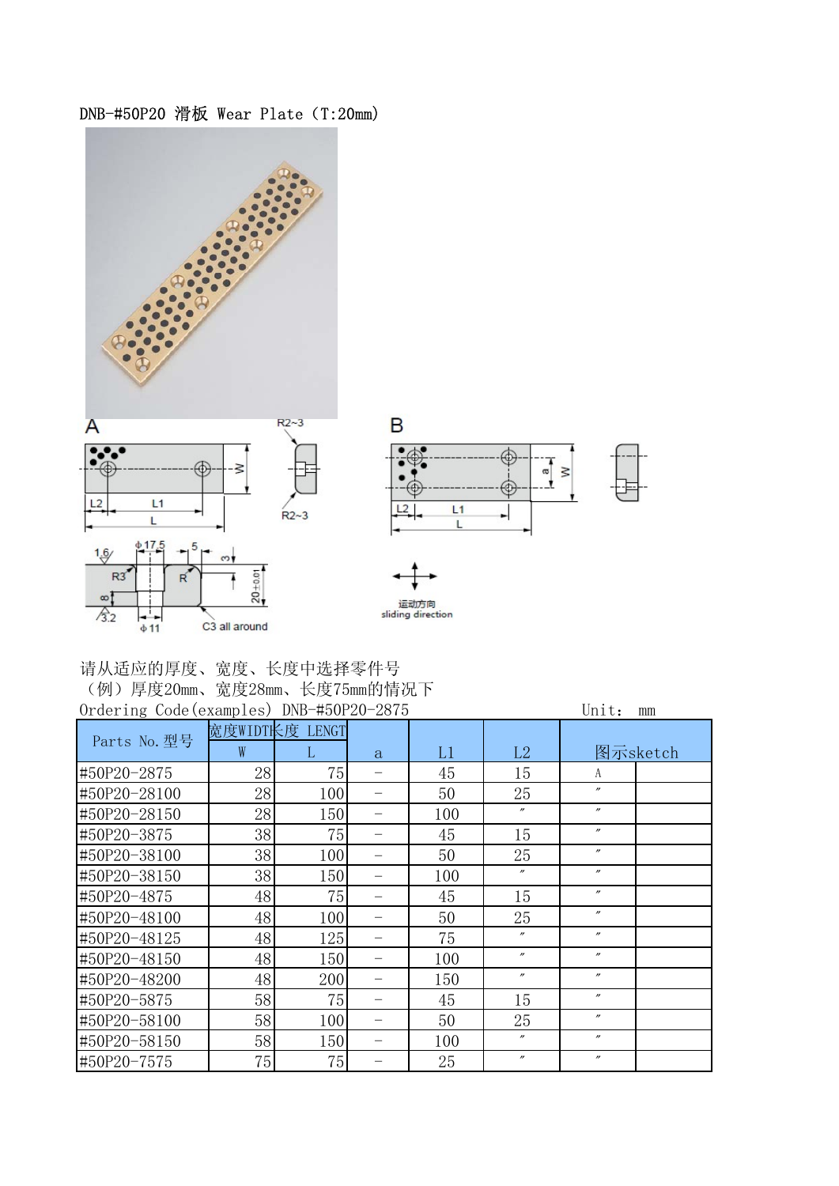DNB-#50P20 滑板 Wear Plate（T:20mm）

请从适应的厚度、宽度、长度中选择零件号
（例）厚度20mm、宽度28mm、长度75mm的情况下
Ordering Code(examples) DNB-#50P20-2875 Unit: mm

| Parts No. 型号 | 宽度WIDTH | 长度 LENGTH | a | L1 | L2 | 图示sketch | |
|---|---|---|---|---|---|---|---|
| | W | L | | | | | |
| #50P20-2875 | 28 | 75 | － | 45 | 15 | A | |
| #50P20-28100 | 28 | 100 | － | 50 | 25 | 〃 | |
| #50P20-28150 | 28 | 150 | － | 100 | 〃 | 〃 | |
| #50P20-3875 | 38 | 75 | － | 45 | 15 | 〃 | |
| #50P20-38100 | 38 | 100 | － | 50 | 25 | 〃 | |
| #50P20-38150 | 38 | 150 | － | 100 | 〃 | 〃 | |
| #50P20-4875 | 48 | 75 | － | 45 | 15 | 〃 | |
| #50P20-48100 | 48 | 100 | － | 50 | 25 | 〃 | |
| #50P20-48125 | 48 | 125 | － | 75 | 〃 | 〃 | |
| #50P20-48150 | 48 | 150 | － | 100 | 〃 | 〃 | |
| #50P20-48200 | 48 | 200 | － | 150 | 〃 | 〃 | |
| #50P20-5875 | 58 | 75 | － | 45 | 15 | 〃 | |
| #50P20-58100 | 58 | 100 | － | 50 | 25 | 〃 | |
| #50P20-58150 | 58 | 150 | － | 100 | 〃 | 〃 | |
| #50P20-7575 | 75 | 75 | － | 25 | 〃 | 〃 | |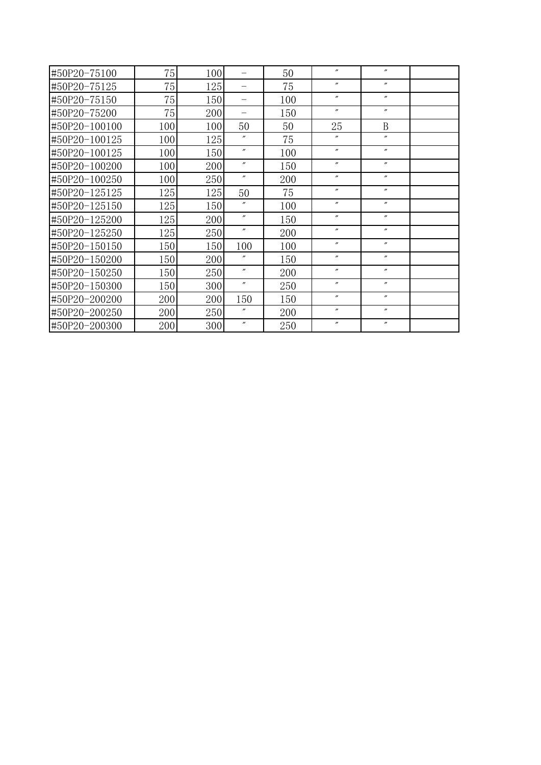| | | | | | | | |
|---|---|---|---|---|---|---|---|
| #50P20-75100 | 75 | 100 | － | 50 | 〃 | 〃 | |
| #50P20-75125 | 75 | 125 | － | 75 | 〃 | 〃 | |
| #50P20-75150 | 75 | 150 | － | 100 | 〃 | 〃 | |
| #50P20-75200 | 75 | 200 | － | 150 | 〃 | 〃 | |
| #50P20-100100 | 100 | 100 | 50 | 50 | 25 | B | |
| #50P20-100125 | 100 | 125 | 〃 | 75 | 〃 | 〃 | |
| #50P20-100125 | 100 | 150 | 〃 | 100 | 〃 | 〃 | |
| #50P20-100200 | 100 | 200 | 〃 | 150 | 〃 | 〃 | |
| #50P20-100250 | 100 | 250 | 〃 | 200 | 〃 | 〃 | |
| #50P20-125125 | 125 | 125 | 50 | 75 | 〃 | 〃 | |
| #50P20-125150 | 125 | 150 | 〃 | 100 | 〃 | 〃 | |
| #50P20-125200 | 125 | 200 | 〃 | 150 | 〃 | 〃 | |
| #50P20-125250 | 125 | 250 | 〃 | 200 | 〃 | 〃 | |
| #50P20-150150 | 150 | 150 | 100 | 100 | 〃 | 〃 | |
| #50P20-150200 | 150 | 200 | 〃 | 150 | 〃 | 〃 | |
| #50P20-150250 | 150 | 250 | 〃 | 200 | 〃 | 〃 | |
| #50P20-150300 | 150 | 300 | 〃 | 250 | 〃 | 〃 | |
| #50P20-200200 | 200 | 200 | 150 | 150 | 〃 | 〃 | |
| #50P20-200250 | 200 | 250 | 〃 | 200 | 〃 | 〃 | |
| #50P20-200300 | 200 | 300 | 〃 | 250 | 〃 | 〃 | |